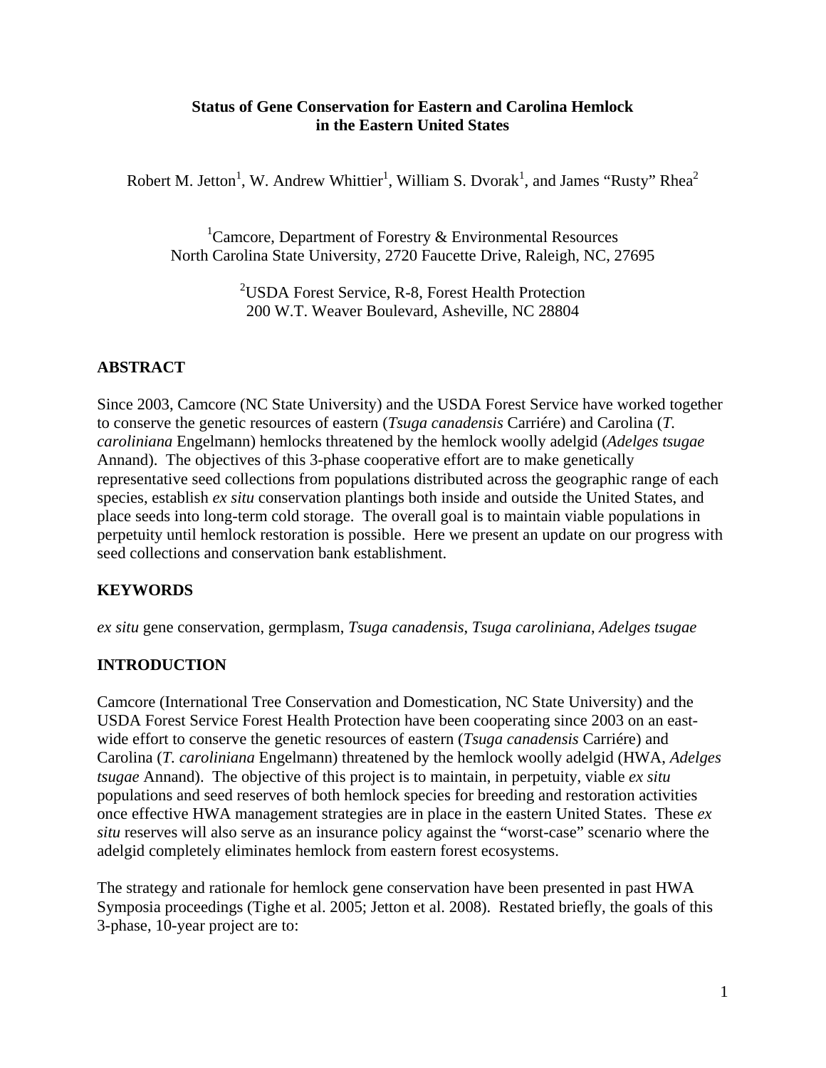# Status of Gene Conservation for Eastern and Carolina Hemlock in the Eastern United States

Robert M. Jetton[1], W. Andrew Whittier[1], William S. Dvorak[1], and James "Rusty" Rhea[2]

[1]Camcore, Department of Forestry & Environmental Resources
North Carolina State University, 2720 Faucette Drive, Raleigh, NC, 27695

[2]USDA Forest Service, R-8, Forest Health Protection
200 W.T. Weaver Boulevard, Asheville, NC 28804

## ABSTRACT

Since 2003, Camcore (NC State University) and the USDA Forest Service have worked together to conserve the genetic resources of eastern (*Tsuga canadensis* Carriére) and Carolina (*T. caroliniana* Engelmann) hemlocks threatened by the hemlock woolly adelgid (*Adelges tsugae* Annand). The objectives of this 3-phase cooperative effort are to make genetically representative seed collections from populations distributed across the geographic range of each species, establish *ex situ* conservation plantings both inside and outside the United States, and place seeds into long-term cold storage. The overall goal is to maintain viable populations in perpetuity until hemlock restoration is possible. Here we present an update on our progress with seed collections and conservation bank establishment.

## KEYWORDS

*ex situ* gene conservation, germplasm, *Tsuga canadensis*, *Tsuga caroliniana*, *Adelges tsugae*

## INTRODUCTION

Camcore (International Tree Conservation and Domestication, NC State University) and the USDA Forest Service Forest Health Protection have been cooperating since 2003 on an east-wide effort to conserve the genetic resources of eastern (*Tsuga canadensis* Carriére) and Carolina (*T. caroliniana* Engelmann) threatened by the hemlock woolly adelgid (HWA, *Adelges tsugae* Annand). The objective of this project is to maintain, in perpetuity, viable *ex situ* populations and seed reserves of both hemlock species for breeding and restoration activities once effective HWA management strategies are in place in the eastern United States. These *ex situ* reserves will also serve as an insurance policy against the "worst-case" scenario where the adelgid completely eliminates hemlock from eastern forest ecosystems.

The strategy and rationale for hemlock gene conservation have been presented in past HWA Symposia proceedings (Tighe et al. 2005; Jetton et al. 2008). Restated briefly, the goals of this 3-phase, 10-year project are to: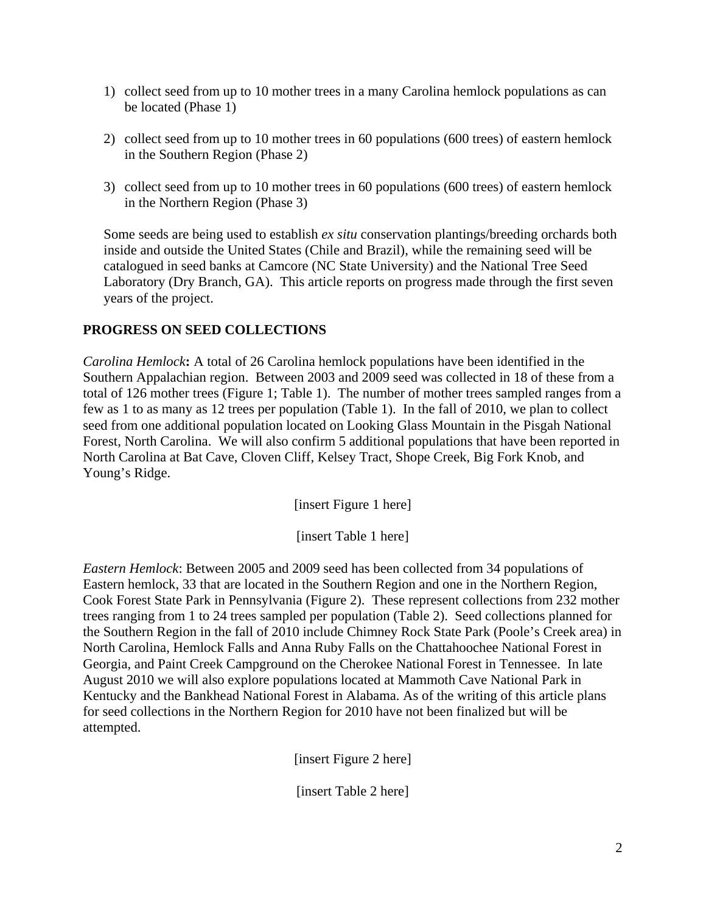1) collect seed from up to 10 mother trees in a many Carolina hemlock populations as can be located (Phase 1)

2) collect seed from up to 10 mother trees in 60 populations (600 trees) of eastern hemlock in the Southern Region (Phase 2)

3) collect seed from up to 10 mother trees in 60 populations (600 trees) of eastern hemlock in the Northern Region (Phase 3)

Some seeds are being used to establish *ex situ* conservation plantings/breeding orchards both inside and outside the United States (Chile and Brazil), while the remaining seed will be catalogued in seed banks at Camcore (NC State University) and the National Tree Seed Laboratory (Dry Branch, GA). This article reports on progress made through the first seven years of the project.

## PROGRESS ON SEED COLLECTIONS

*Carolina Hemlock***:** A total of 26 Carolina hemlock populations have been identified in the Southern Appalachian region. Between 2003 and 2009 seed was collected in 18 of these from a total of 126 mother trees (Figure 1; Table 1). The number of mother trees sampled ranges from a few as 1 to as many as 12 trees per population (Table 1). In the fall of 2010, we plan to collect seed from one additional population located on Looking Glass Mountain in the Pisgah National Forest, North Carolina. We will also confirm 5 additional populations that have been reported in North Carolina at Bat Cave, Cloven Cliff, Kelsey Tract, Shope Creek, Big Fork Knob, and Young's Ridge.

[insert Figure 1 here]

[insert Table 1 here]

*Eastern Hemlock*: Between 2005 and 2009 seed has been collected from 34 populations of Eastern hemlock, 33 that are located in the Southern Region and one in the Northern Region, Cook Forest State Park in Pennsylvania (Figure 2). These represent collections from 232 mother trees ranging from 1 to 24 trees sampled per population (Table 2). Seed collections planned for the Southern Region in the fall of 2010 include Chimney Rock State Park (Poole's Creek area) in North Carolina, Hemlock Falls and Anna Ruby Falls on the Chattahoochee National Forest in Georgia, and Paint Creek Campground on the Cherokee National Forest in Tennessee. In late August 2010 we will also explore populations located at Mammoth Cave National Park in Kentucky and the Bankhead National Forest in Alabama. As of the writing of this article plans for seed collections in the Northern Region for 2010 have not been finalized but will be attempted.

[insert Figure 2 here]

[insert Table 2 here]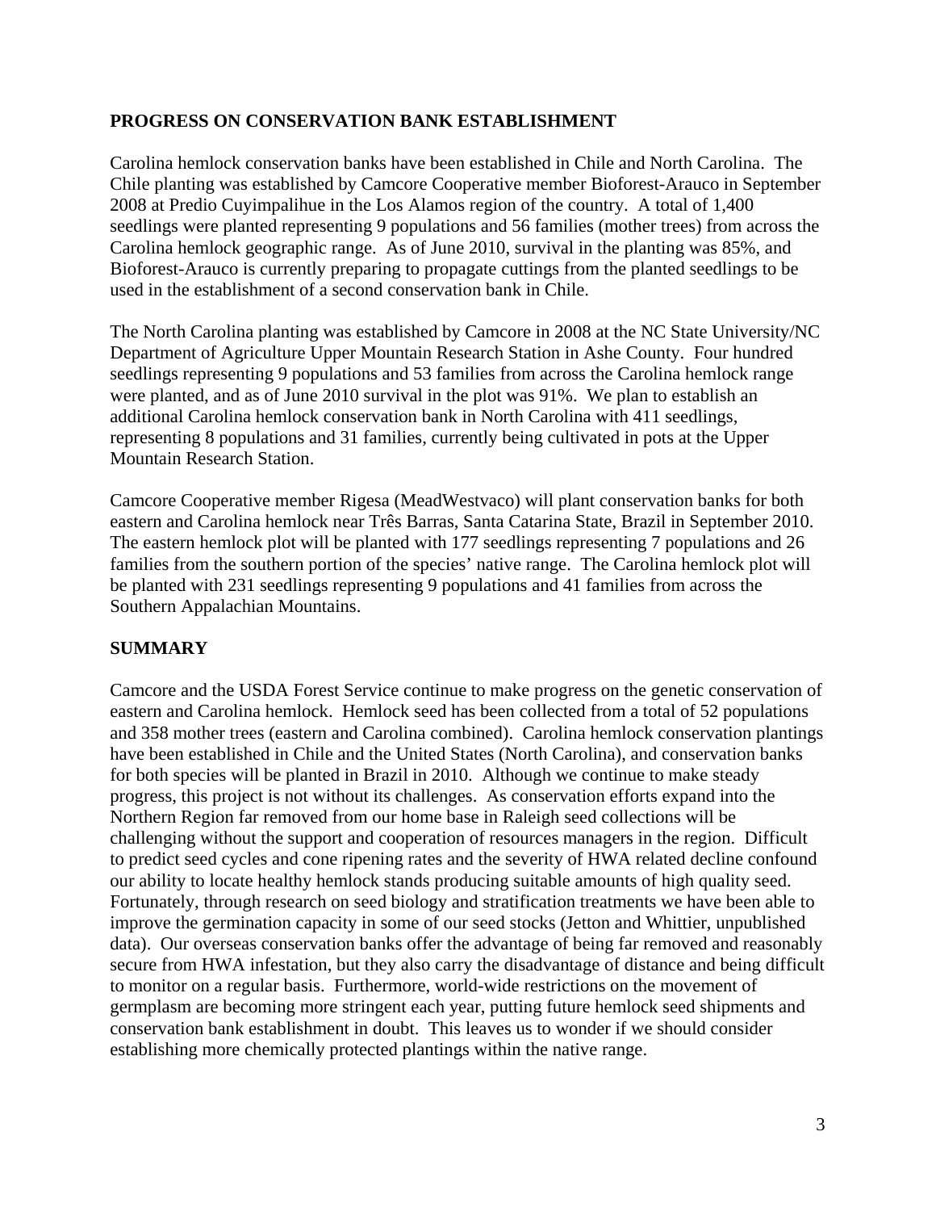## PROGRESS ON CONSERVATION BANK ESTABLISHMENT

Carolina hemlock conservation banks have been established in Chile and North Carolina. The Chile planting was established by Camcore Cooperative member Bioforest-Arauco in September 2008 at Predio Cuyimpalihue in the Los Alamos region of the country. A total of 1,400 seedlings were planted representing 9 populations and 56 families (mother trees) from across the Carolina hemlock geographic range. As of June 2010, survival in the planting was 85%, and Bioforest-Arauco is currently preparing to propagate cuttings from the planted seedlings to be used in the establishment of a second conservation bank in Chile.

The North Carolina planting was established by Camcore in 2008 at the NC State University/NC Department of Agriculture Upper Mountain Research Station in Ashe County. Four hundred seedlings representing 9 populations and 53 families from across the Carolina hemlock range were planted, and as of June 2010 survival in the plot was 91%. We plan to establish an additional Carolina hemlock conservation bank in North Carolina with 411 seedlings, representing 8 populations and 31 families, currently being cultivated in pots at the Upper Mountain Research Station.

Camcore Cooperative member Rigesa (MeadWestvaco) will plant conservation banks for both eastern and Carolina hemlock near Três Barras, Santa Catarina State, Brazil in September 2010. The eastern hemlock plot will be planted with 177 seedlings representing 7 populations and 26 families from the southern portion of the species' native range. The Carolina hemlock plot will be planted with 231 seedlings representing 9 populations and 41 families from across the Southern Appalachian Mountains.

## SUMMARY

Camcore and the USDA Forest Service continue to make progress on the genetic conservation of eastern and Carolina hemlock. Hemlock seed has been collected from a total of 52 populations and 358 mother trees (eastern and Carolina combined). Carolina hemlock conservation plantings have been established in Chile and the United States (North Carolina), and conservation banks for both species will be planted in Brazil in 2010. Although we continue to make steady progress, this project is not without its challenges. As conservation efforts expand into the Northern Region far removed from our home base in Raleigh seed collections will be challenging without the support and cooperation of resources managers in the region. Difficult to predict seed cycles and cone ripening rates and the severity of HWA related decline confound our ability to locate healthy hemlock stands producing suitable amounts of high quality seed. Fortunately, through research on seed biology and stratification treatments we have been able to improve the germination capacity in some of our seed stocks (Jetton and Whittier, unpublished data). Our overseas conservation banks offer the advantage of being far removed and reasonably secure from HWA infestation, but they also carry the disadvantage of distance and being difficult to monitor on a regular basis. Furthermore, world-wide restrictions on the movement of germplasm are becoming more stringent each year, putting future hemlock seed shipments and conservation bank establishment in doubt. This leaves us to wonder if we should consider establishing more chemically protected plantings within the native range.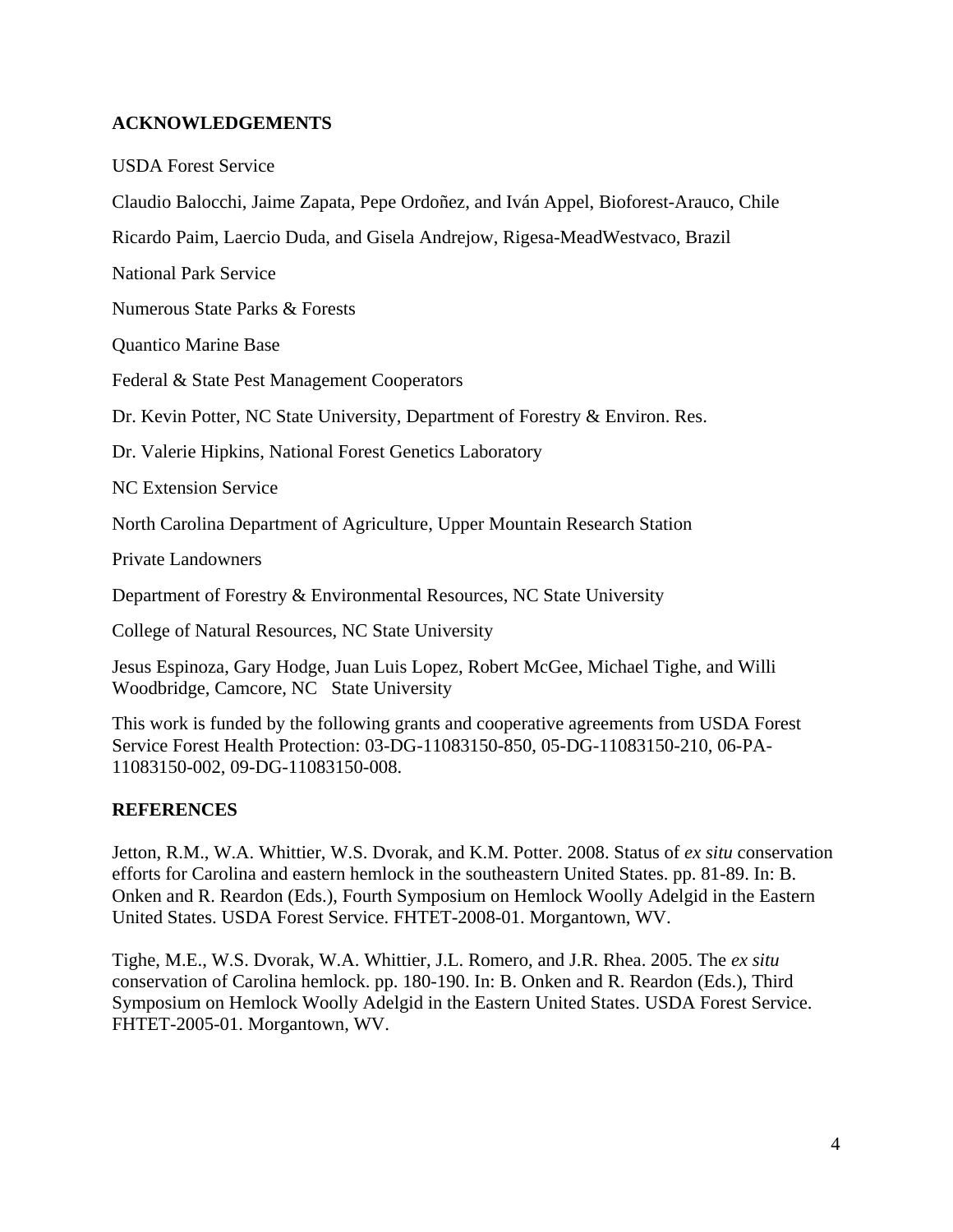## ACKNOWLEDGEMENTS

USDA Forest Service

Claudio Balocchi, Jaime Zapata, Pepe Ordoñez, and Iván Appel, Bioforest-Arauco, Chile

Ricardo Paim, Laercio Duda, and Gisela Andrejow, Rigesa-MeadWestvaco, Brazil

National Park Service

Numerous State Parks & Forests

Quantico Marine Base

Federal & State Pest Management Cooperators

Dr. Kevin Potter, NC State University, Department of Forestry & Environ. Res.

Dr. Valerie Hipkins, National Forest Genetics Laboratory

NC Extension Service

North Carolina Department of Agriculture, Upper Mountain Research Station

Private Landowners

Department of Forestry & Environmental Resources, NC State University

College of Natural Resources, NC State University

Jesus Espinoza, Gary Hodge, Juan Luis Lopez, Robert McGee, Michael Tighe, and Willi Woodbridge, Camcore, NC State University

This work is funded by the following grants and cooperative agreements from USDA Forest Service Forest Health Protection: 03-DG-11083150-850, 05-DG-11083150-210, 06-PA-11083150-002, 09-DG-11083150-008.

## REFERENCES

Jetton, R.M., W.A. Whittier, W.S. Dvorak, and K.M. Potter. 2008. Status of *ex situ* conservation efforts for Carolina and eastern hemlock in the southeastern United States. pp. 81-89. In: B. Onken and R. Reardon (Eds.), Fourth Symposium on Hemlock Woolly Adelgid in the Eastern United States. USDA Forest Service. FHTET-2008-01. Morgantown, WV.

Tighe, M.E., W.S. Dvorak, W.A. Whittier, J.L. Romero, and J.R. Rhea. 2005. The *ex situ* conservation of Carolina hemlock. pp. 180-190. In: B. Onken and R. Reardon (Eds.), Third Symposium on Hemlock Woolly Adelgid in the Eastern United States. USDA Forest Service. FHTET-2005-01. Morgantown, WV.